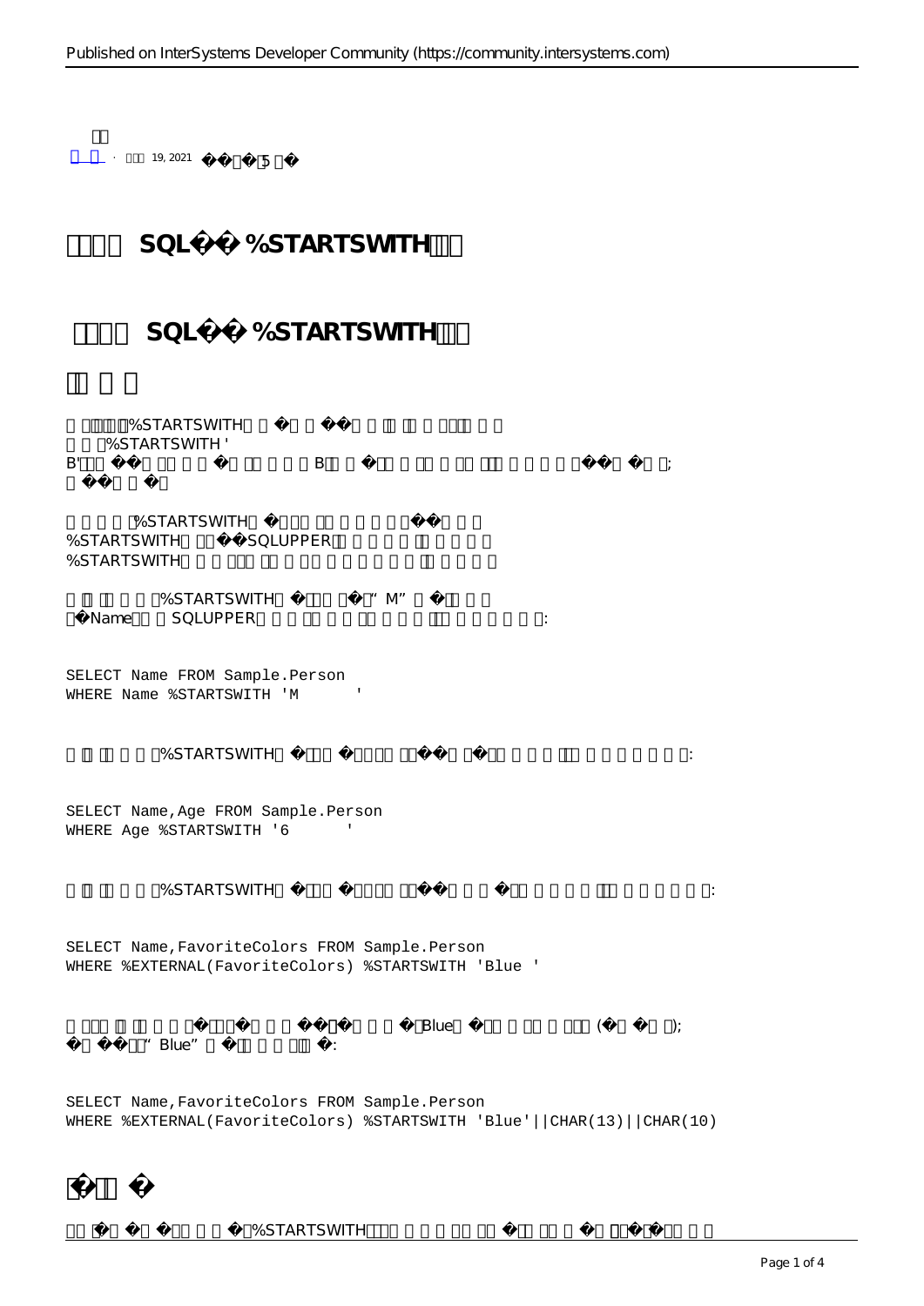19, 2021

# SQL %STARTSWITH

## SQL %STARTSWITH

%STARTSWITH
%STARTSWITH '
B' B ;

%STARTSWITH
%STARTSWITH SQLUPPER
%STARTSWITH

%STARTSWITH "M"
Name SQLUPPER :

```
SELECT Name FROM Sample.Person
WHERE Name %STARTSWITH 'M       '
```

%STARTSWITH :

```
SELECT Name,Age FROM Sample.Person
WHERE Age %STARTSWITH '6       '
```

%STARTSWITH :

```
SELECT Name,FavoriteColors FROM Sample.Person
WHERE %EXTERNAL(FavoriteColors) %STARTSWITH 'Blue '
```

Blue ( );
"Blue" :

```
SELECT Name,FavoriteColors FROM Sample.Person
WHERE %EXTERNAL(FavoriteColors) %STARTSWITH 'Blue'||CHAR(13)||CHAR(10)
```

%STARTSWITH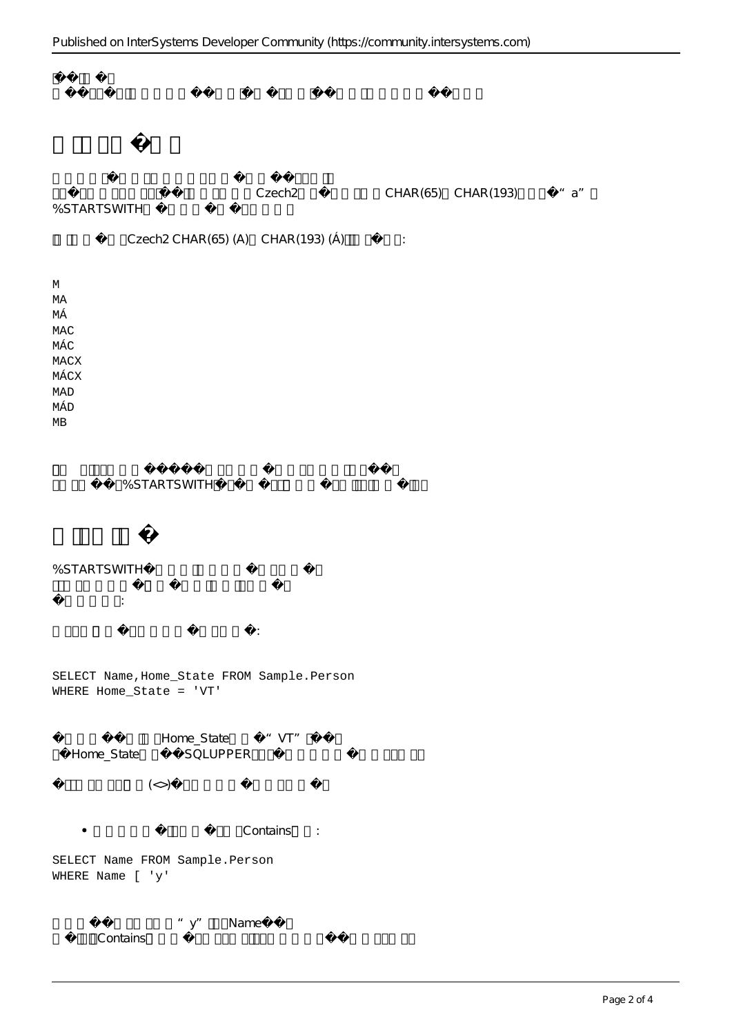Czech2 CHAR(65) CHAR(193) "a" %STARTSWITH

Czech2 CHAR(65) (A) CHAR(193) (Á):

```
M
MA
MÁ
MAC
MÁC
MACX
MÁCX
MAD
MÁD
MB
```

%STARTSWITH

%STARTSWITH

:

:

```
SELECT Name,Home_State FROM Sample.Person
WHERE Home_State = 'VT'
```

Home_State "VT"
Home_State SQLUPPER

(<>)

- Contains :

```
SELECT Name FROM Sample.Person
WHERE Name [ 'y'
```

"y" Name
Contains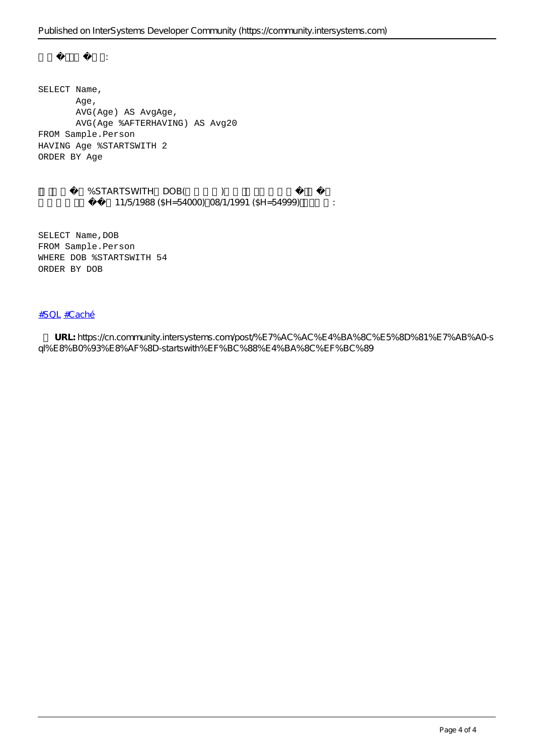:

```
SELECT Name,
       Age,
       AVG(Age) AS AvgAge,
       AVG(Age %AFTERHAVING) AS Avg20
FROM Sample.Person
HAVING Age %STARTSWITH 2
ORDER BY Age
```

%STARTSWITH DOB( ) 11/5/1988 ($H=54000) 08/1/1991 ($H=54999) :

```
SELECT Name,DOB
FROM Sample.Person
WHERE DOB %STARTSWITH 54
ORDER BY DOB
```

#SQL #Caché

**URL:** https://cn.community.intersystems.com/post/%E7%AC%AC%E4%BA%8C%E5%8D%81%E7%AB%A0-sql%E8%B0%93%E8%AF%8D-startswith%EF%BC%88%E4%BA%8C%EF%BC%89